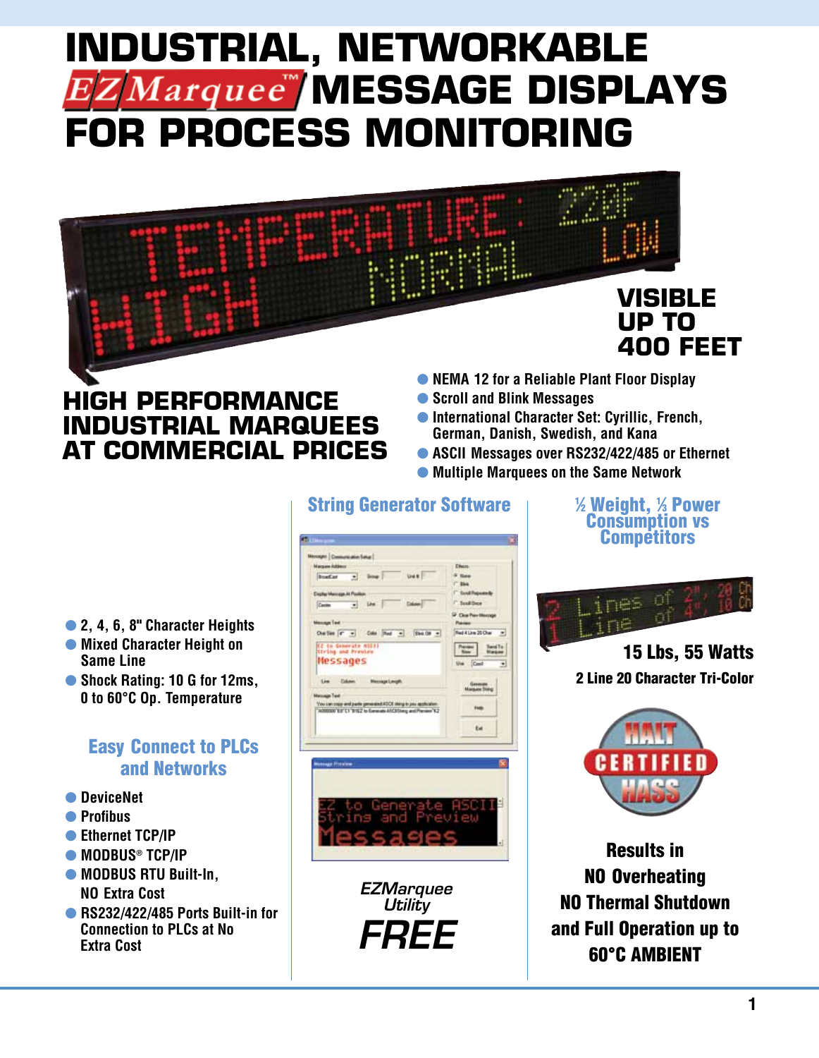# INDUSTRIAL, NETWORKABLE EZMarquee™ MESSAGE DISPLAYS FOR PROCESS MONITORING

**VISIBLE UP TO 400 FEET**

## HIGH PERFORMANCE INDUSTRIAL MARQUEES AT COMMERCIAL PRICES

- NEMA 12 for a Reliable Plant Floor Display
- Scroll and Blink Messages
- International Character Set: Cyrillic, French, German, Danish, Swedish, and Kana
- ASCII Messages over RS232/422/485 or Ethernet
- Multiple Marquees on the Same Network

---

- 2, 4, 6, 8" Character Heights
- Mixed Character Height on Same Line
- Shock Rating: 10 G for 12ms, 0 to 60°C Op. Temperature

### Easy Connect to PLCs and Networks

- DeviceNet
- Profibus
- Ethernet TCP/IP
- MODBUS® TCP/IP
- MODBUS RTU Built-In, NO Extra Cost
- RS232/422/485 Ports Built-in for Connection to PLCs at No Extra Cost

### String Generator Software

*EZMarquee Utility*

***FREE***

### ½ Weight, ⅓ Power Consumption vs Competitors

**15 Lbs, 55 Watts**

**2 Line 20 Character Tri-Color**

HALT CERTIFIED HASS

**Results in NO Overheating NO Thermal Shutdown and Full Operation up to 60°C AMBIENT**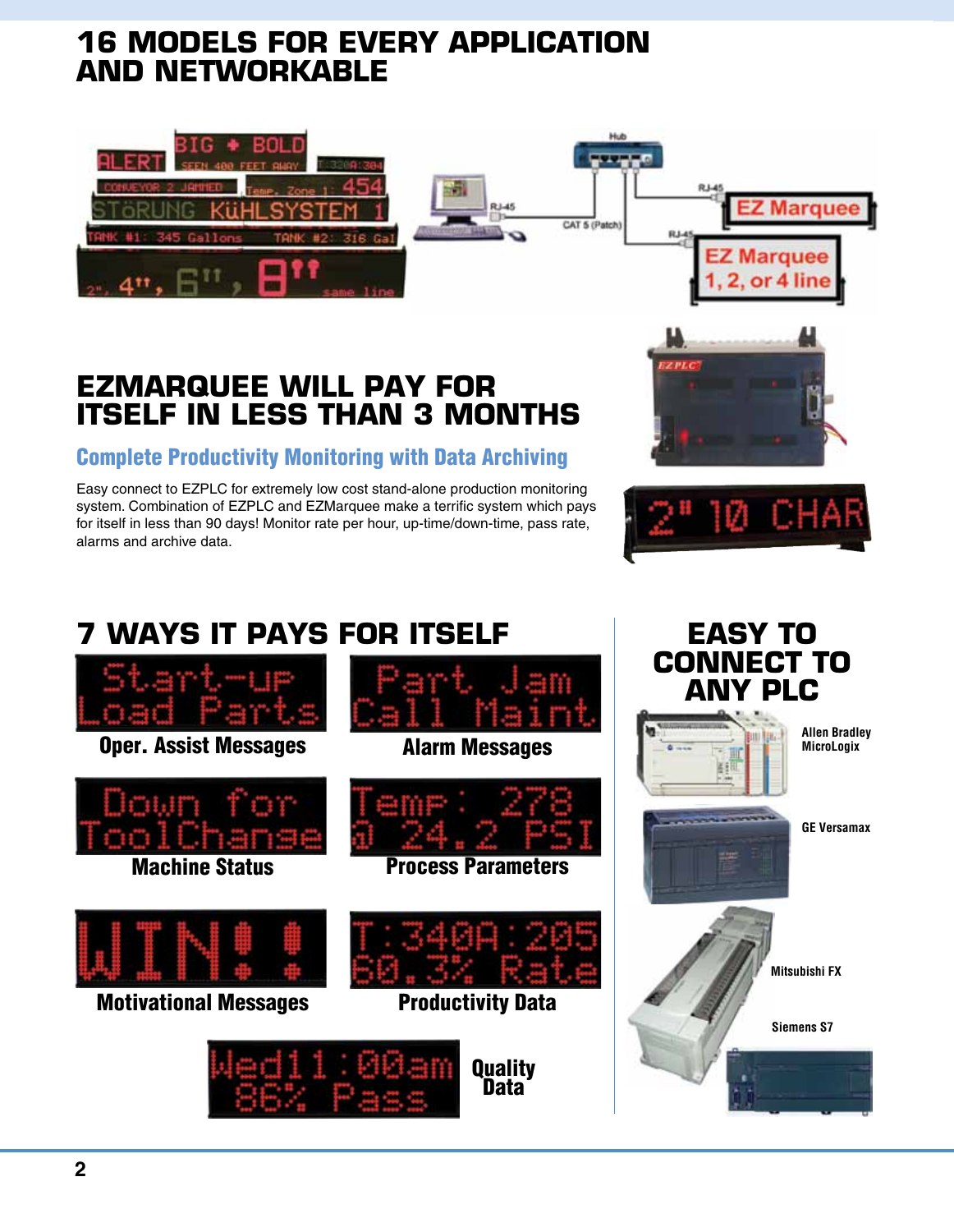# 16 MODELS FOR EVERY APPLICATION AND NETWORKABLE

# EZMARQUEE WILL PAY FOR ITSELF IN LESS THAN 3 MONTHS

## Complete Productivity Monitoring with Data Archiving

Easy connect to EZPLC for extremely low cost stand-alone production monitoring system. Combination of EZPLC and EZMarquee make a terrific system which pays for itself in less than 90 days! Monitor rate per hour, up-time/down-time, pass rate, alarms and archive data.

# 7 WAYS IT PAYS FOR ITSELF

- Oper. Assist Messages
- Alarm Messages
- Machine Status
- Process Parameters
- Motivational Messages
- Productivity Data
- Quality Data

# EASY TO CONNECT TO ANY PLC

- Allen Bradley MicroLogix
- GE Versamax
- Mitsubishi FX
- Siemens S7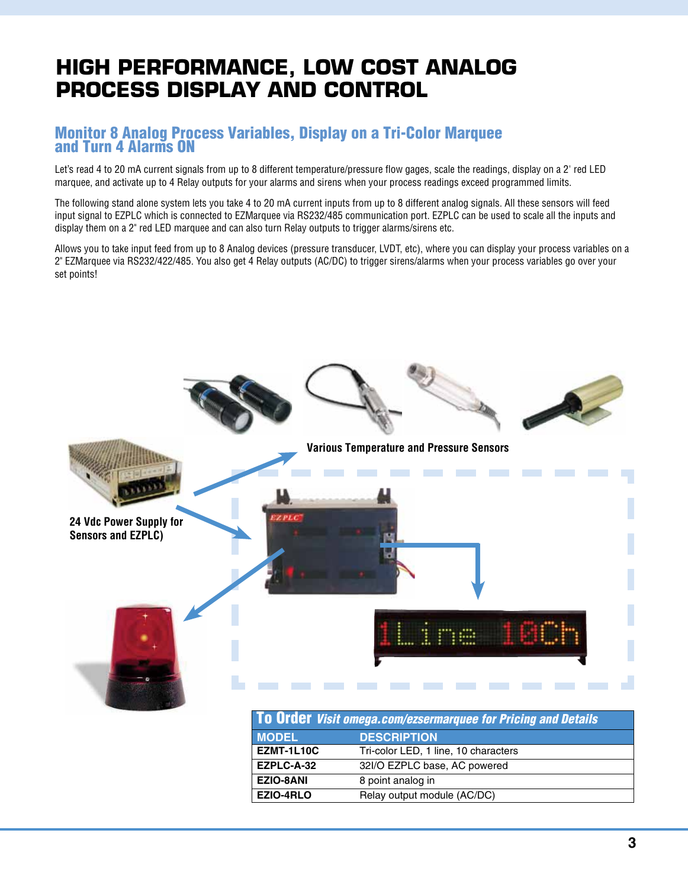# HIGH PERFORMANCE, LOW COST ANALOG PROCESS DISPLAY AND CONTROL

## Monitor 8 Analog Process Variables, Display on a Tri-Color Marquee and Turn 4 Alarms ON

Let's read 4 to 20 mA current signals from up to 8 different temperature/pressure flow gages, scale the readings, display on a 2' red LED marquee, and activate up to 4 Relay outputs for your alarms and sirens when your process readings exceed programmed limits.

The following stand alone system lets you take 4 to 20 mA current inputs from up to 8 different analog signals. All these sensors will feed input signal to EZPLC which is connected to EZMarquee via RS232/485 communication port. EZPLC can be used to scale all the inputs and display them on a 2" red LED marquee and can also turn Relay outputs to trigger alarms/sirens etc.

Allows you to take input feed from up to 8 Analog devices (pressure transducer, LVDT, etc), where you can display your process variables on a 2" EZMarquee via RS232/422/485. You also get 4 Relay outputs (AC/DC) to trigger sirens/alarms when your process variables go over your set points!

Various Temperature and Pressure Sensors

24 Vdc Power Supply for Sensors and EZPLC)

**To Order** *Visit omega.com/ezsermarquee for Pricing and Details*

| MODEL | DESCRIPTION |
|---|---|
| **EZMT-1L10C** | Tri-color LED, 1 line, 10 characters |
| **EZPLC-A-32** | 32I/O EZPLC base, AC powered |
| **EZIO-8ANI** | 8 point analog in |
| **EZIO-4RLO** | Relay output module (AC/DC) |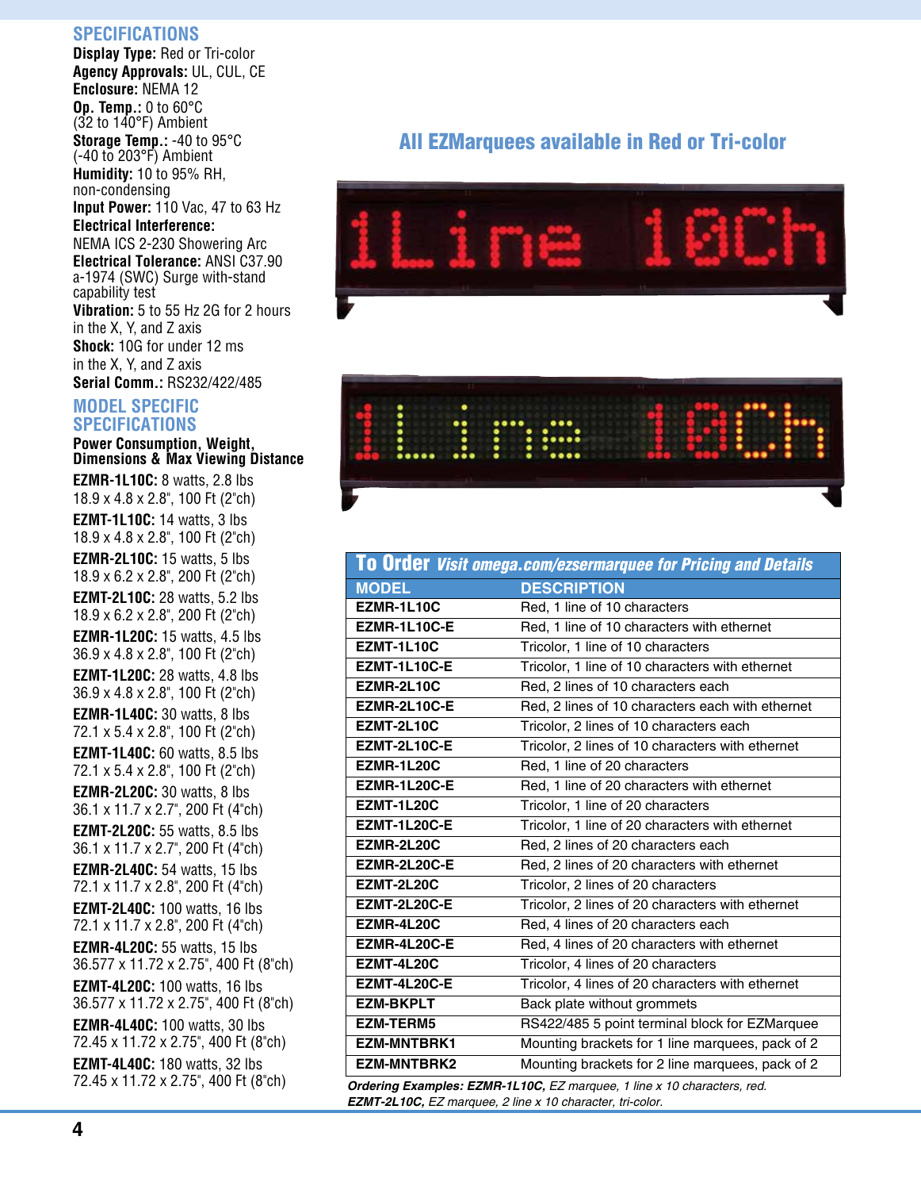## SPECIFICATIONS

**Display Type:** Red or Tri-color
**Agency Approvals:** UL, CUL, CE
**Enclosure:** NEMA 12
**Op. Temp.:** 0 to 60°C (32 to 140°F) Ambient
**Storage Temp.:** -40 to 95°C (-40 to 203°F) Ambient
**Humidity:** 10 to 95% RH, non-condensing
**Input Power:** 110 Vac, 47 to 63 Hz
**Electrical Interference:** NEMA ICS 2-230 Showering Arc
**Electrical Tolerance:** ANSI C37.90 a-1974 (SWC) Surge with-stand capability test
**Vibration:** 5 to 55 Hz 2G for 2 hours in the X, Y, and Z axis
**Shock:** 10G for under 12 ms in the X, Y, and Z axis
**Serial Comm.:** RS232/422/485

## MODEL SPECIFIC SPECIFICATIONS

**Power Consumption, Weight, Dimensions & Max Viewing Distance**

**EZMR-1L10C:** 8 watts, 2.8 lbs 18.9 x 4.8 x 2.8", 100 Ft (2"ch)

**EZMT-1L10C:** 14 watts, 3 lbs 18.9 x 4.8 x 2.8", 100 Ft (2"ch)

**EZMR-2L10C:** 15 watts, 5 lbs 18.9 x 6.2 x 2.8", 200 Ft (2"ch)

**EZMT-2L10C:** 28 watts, 5.2 lbs 18.9 x 6.2 x 2.8", 200 Ft (2"ch)

**EZMR-1L20C:** 15 watts, 4.5 lbs 36.9 x 4.8 x 2.8", 100 Ft (2"ch)

**EZMT-1L20C:** 28 watts, 4.8 lbs 36.9 x 4.8 x 2.8", 100 Ft (2"ch)

**EZMR-1L40C:** 30 watts, 8 lbs 72.1 x 5.4 x 2.8", 100 Ft (2"ch)

**EZMT-1L40C:** 60 watts, 8.5 lbs 72.1 x 5.4 x 2.8", 100 Ft (2"ch)

**EZMR-2L20C:** 30 watts, 8 lbs 36.1 x 11.7 x 2.7", 200 Ft (4"ch)

**EZMT-2L20C:** 55 watts, 8.5 lbs 36.1 x 11.7 x 2.7", 200 Ft (4"ch)

**EZMR-2L40C:** 54 watts, 15 lbs 72.1 x 11.7 x 2.8", 200 Ft (4"ch)

**EZMT-2L40C:** 100 watts, 16 lbs 72.1 x 11.7 x 2.8", 200 Ft (4"ch)

**EZMR-4L20C:** 55 watts, 15 lbs 36.577 x 11.72 x 2.75", 400 Ft (8"ch)

**EZMT-4L20C:** 100 watts, 16 lbs 36.577 x 11.72 x 2.75", 400 Ft (8"ch)

**EZMR-4L40C:** 100 watts, 30 lbs 72.45 x 11.72 x 2.75", 400 Ft (8"ch)

**EZMT-4L40C:** 180 watts, 32 lbs 72.45 x 11.72 x 2.75", 400 Ft (8"ch)

## All EZMarquees available in Red or Tri-color

**To Order** *Visit omega.com/ezsermarquee for Pricing and Details*

| MODEL | DESCRIPTION |
|---|---|
| EZMR-1L10C | Red, 1 line of 10 characters |
| EZMR-1L10C-E | Red, 1 line of 10 characters with ethernet |
| EZMT-1L10C | Tricolor, 1 line of 10 characters |
| EZMT-1L10C-E | Tricolor, 1 line of 10 characters with ethernet |
| EZMR-2L10C | Red, 2 lines of 10 characters each |
| EZMR-2L10C-E | Red, 2 lines of 10 characters each with ethernet |
| EZMT-2L10C | Tricolor, 2 lines of 10 characters each |
| EZMT-2L10C-E | Tricolor, 2 lines of 10 characters with ethernet |
| EZMR-1L20C | Red, 1 line of 20 characters |
| EZMR-1L20C-E | Red, 1 line of 20 characters with ethernet |
| EZMT-1L20C | Tricolor, 1 line of 20 characters |
| EZMT-1L20C-E | Tricolor, 1 line of 20 characters with ethernet |
| EZMR-2L20C | Red, 2 lines of 20 characters each |
| EZMR-2L20C-E | Red, 2 lines of 20 characters with ethernet |
| EZMT-2L20C | Tricolor, 2 lines of 20 characters |
| EZMT-2L20C-E | Tricolor, 2 lines of 20 characters with ethernet |
| EZMR-4L20C | Red, 4 lines of 20 characters each |
| EZMR-4L20C-E | Red, 4 lines of 20 characters with ethernet |
| EZMT-4L20C | Tricolor, 4 lines of 20 characters |
| EZMT-4L20C-E | Tricolor, 4 lines of 20 characters with ethernet |
| EZM-BKPLT | Back plate without grommets |
| EZM-TERM5 | RS422/485 5 point terminal block for EZMarquee |
| EZM-MNTBRK1 | Mounting brackets for 1 line marquees, pack of 2 |
| EZM-MNTBRK2 | Mounting brackets for 2 line marquees, pack of 2 |

***Ordering Examples:*** ***EZMR-1L10C,*** *EZ marquee, 1 line x 10 characters, red.*
***EZMT-2L10C,*** *EZ marquee, 2 line x 10 character, tri-color.*